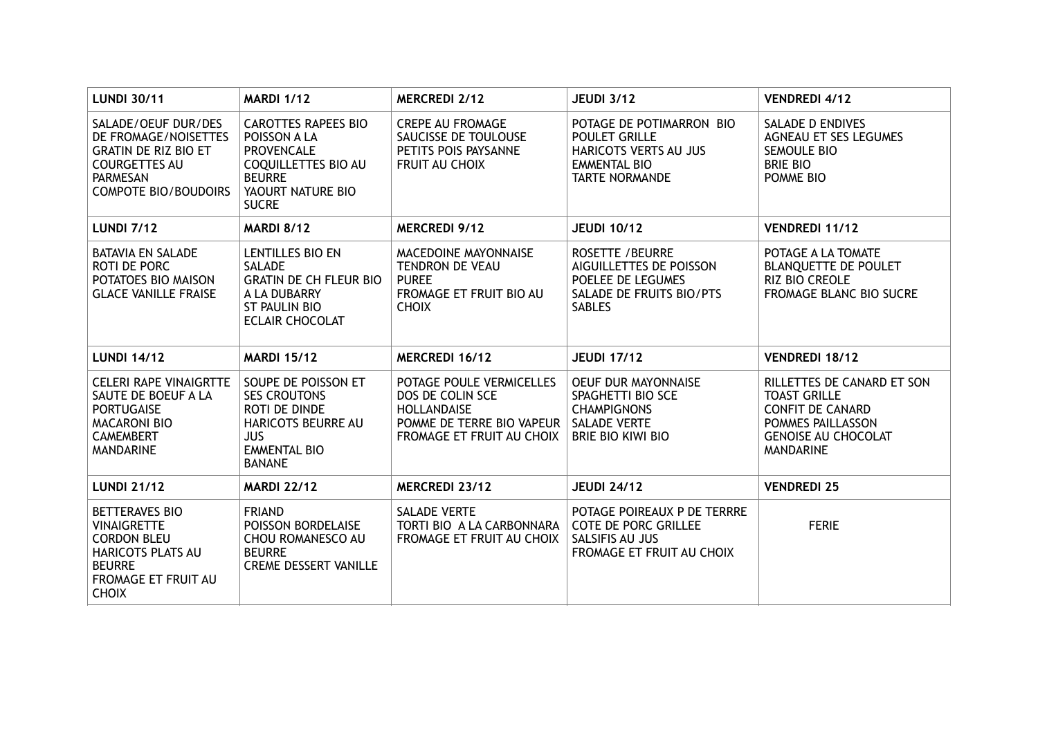| **LUNDI 30/11** | **MARDI 1/12** | **MERCREDI 2/12** | **JEUDI 3/12** | **VENDREDI 4/12** |
|---|---|---|---|---|
| SALADE/OEUF DUR/DES DE FROMAGE/NOISETTES<br>GRATIN DE RIZ BIO ET COURGETTES AU PARMESAN<br>COMPOTE BIO/BOUDOIRS | CAROTTES RAPEES BIO<br>POISSON A LA PROVENCALE<br>COQUILLETTES BIO AU BEURRE<br>YAOURT NATURE BIO SUCRE | CREPE AU FROMAGE<br>SAUCISSE DE TOULOUSE<br>PETITS POIS PAYSANNE<br>FRUIT AU CHOIX | POTAGE DE POTIMARRON BIO<br>POULET GRILLE<br>HARICOTS VERTS AU JUS<br>EMMENTAL BIO<br>TARTE NORMANDE | SALADE D ENDIVES<br>AGNEAU ET SES LEGUMES<br>SEMOULE BIO<br>BRIE BIO<br>POMME BIO |
| **LUNDI 7/12** | **MARDI 8/12** | **MERCREDI 9/12** | **JEUDI 10/12** | **VENDREDI 11/12** |
| BATAVIA EN SALADE<br>ROTI DE PORC<br>POTATOES BIO MAISON<br>GLACE VANILLE FRAISE | LENTILLES BIO EN SALADE<br>GRATIN DE CH FLEUR BIO A LA DUBARRY<br>ST PAULIN BIO<br>ECLAIR CHOCOLAT | MACEDOINE MAYONNAISE<br>TENDRON DE VEAU<br>PUREE<br>FROMAGE ET FRUIT BIO AU CHOIX | ROSETTE /BEURRE<br>AIGUILLETTES DE POISSON<br>POELEE DE LEGUMES<br>SALADE DE FRUITS BIO/PTS SABLES | POTAGE A LA TOMATE<br>BLANQUETTE DE POULET<br>RIZ BIO CREOLE<br>FROMAGE BLANC BIO SUCRE |
| **LUNDI 14/12** | **MARDI 15/12** | **MERCREDI 16/12** | **JEUDI 17/12** | **VENDREDI 18/12** |
| CELERI RAPE VINAIGRTTE<br>SAUTE DE BOEUF A LA PORTUGAISE<br>MACARONI BIO<br>CAMEMBERT<br>MANDARINE | SOUPE DE POISSON ET SES CROUTONS<br>ROTI DE DINDE<br>HARICOTS BEURRE AU JUS<br>EMMENTAL BIO<br>BANANE | POTAGE POULE VERMICELLES<br>DOS DE COLIN SCE HOLLANDAISE<br>POMME DE TERRE BIO VAPEUR<br>FROMAGE ET FRUIT AU CHOIX | OEUF DUR MAYONNAISE<br>SPAGHETTI BIO SCE CHAMPIGNONS<br>SALADE VERTE<br>BRIE BIO KIWI BIO | RILLETTES DE CANARD ET SON TOAST GRILLE<br>CONFIT DE CANARD<br>POMMES PAILLASSON<br>GENOISE AU CHOCOLAT<br>MANDARINE |
| **LUNDI 21/12** | **MARDI 22/12** | **MERCREDI 23/12** | **JEUDI 24/12** | **VENDREDI 25** |
| BETTERAVES BIO VINAIGRETTE<br>CORDON BLEU<br>HARICOTS PLATS AU BEURRE<br>FROMAGE ET FRUIT AU CHOIX | FRIAND<br>POISSON BORDELAISE<br>CHOU ROMANESCO AU BEURRE<br>CREME DESSERT VANILLE | SALADE VERTE<br>TORTI BIO A LA CARBONNARA<br>FROMAGE ET FRUIT AU CHOIX | POTAGE POIREAUX P DE TERRRE<br>COTE DE PORC GRILLEE<br>SALSIFIS AU JUS<br>FROMAGE ET FRUIT AU CHOIX | FERIE |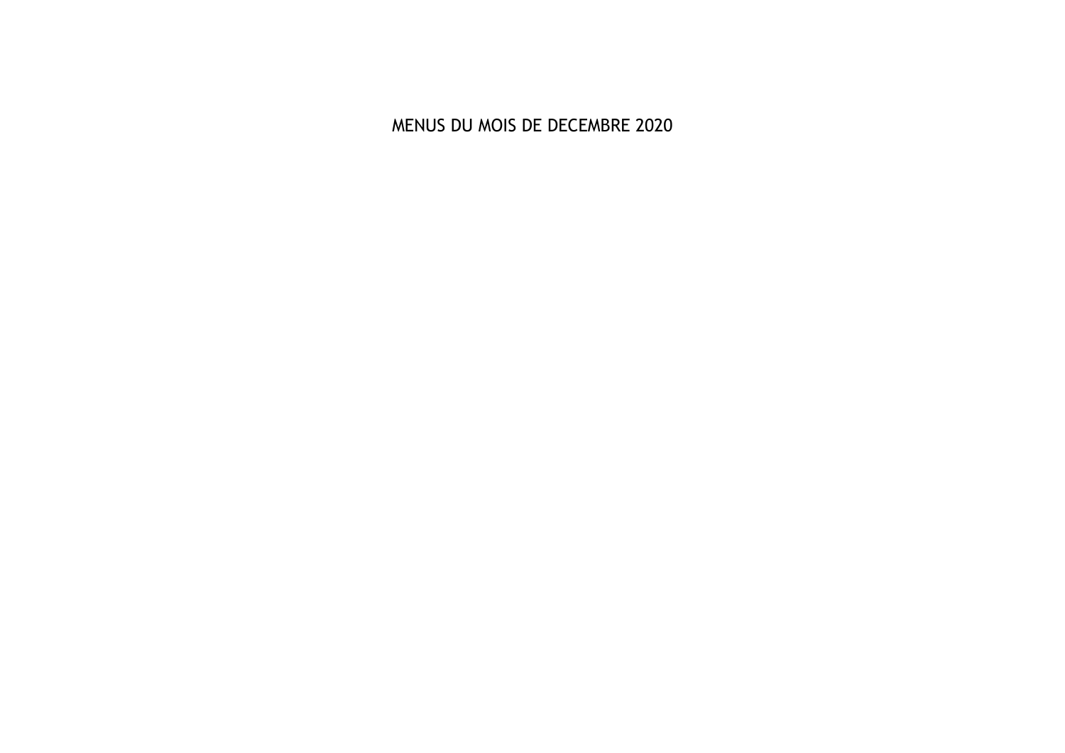MENUS DU MOIS DE DECEMBRE 2020